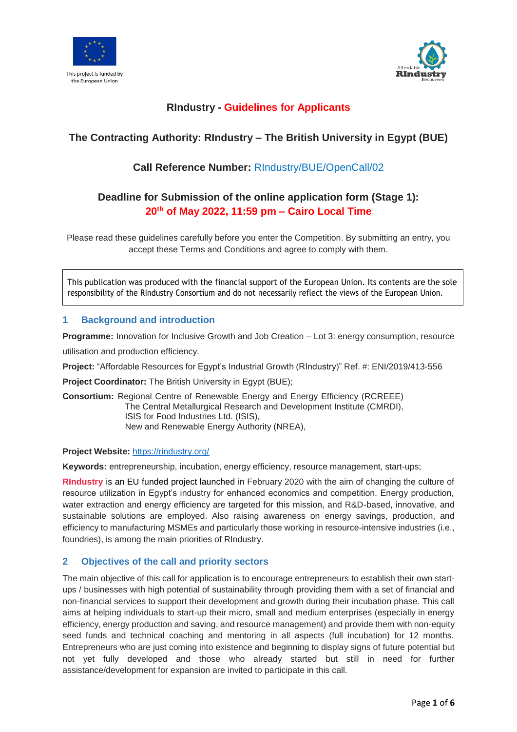This project is funded by the European Union

Affordable RIndustry Resources

# RIndustry - Guidelines for Applicants

## The Contracting Authority: RIndustry – The British University in Egypt (BUE)

## Call Reference Number: RIndustry/BUE/OpenCall/02

## Deadline for Submission of the online application form (Stage 1): 20th of May 2022, 11:59 pm – Cairo Local Time

Please read these guidelines carefully before you enter the Competition. By submitting an entry, you accept these Terms and Conditions and agree to comply with them.

> This publication was produced with the financial support of the European Union. Its contents are the sole responsibility of the RIndustry Consortium and do not necessarily reflect the views of the European Union.

## 1 Background and introduction

**Programme:** Innovation for Inclusive Growth and Job Creation – Lot 3: energy consumption, resource utilisation and production efficiency.

**Project:** "Affordable Resources for Egypt's Industrial Growth (RIndustry)" Ref. #: ENI/2019/413-556

**Project Coordinator:** The British University in Egypt (BUE);

**Consortium:** Regional Centre of Renewable Energy and Energy Efficiency (RCREEE)
The Central Metallurgical Research and Development Institute (CMRDI),
ISIS for Food Industries Ltd. (ISIS),
New and Renewable Energy Authority (NREA),

**Project Website:** https://rindustry.org/

**Keywords:** entrepreneurship, incubation, energy efficiency, resource management, start-ups;

**RIndustry** is an EU funded project launched in February 2020 with the aim of changing the culture of resource utilization in Egypt's industry for enhanced economics and competition. Energy production, water extraction and energy efficiency are targeted for this mission, and R&D-based, innovative, and sustainable solutions are employed. Also raising awareness on energy savings, production, and efficiency to manufacturing MSMEs and particularly those working in resource-intensive industries (i.e., foundries), is among the main priorities of RIndustry.

## 2 Objectives of the call and priority sectors

The main objective of this call for application is to encourage entrepreneurs to establish their own start-ups / businesses with high potential of sustainability through providing them with a set of financial and non-financial services to support their development and growth during their incubation phase. This call aims at helping individuals to start-up their micro, small and medium enterprises (especially in energy efficiency, energy production and saving, and resource management) and provide them with non-equity seed funds and technical coaching and mentoring in all aspects (full incubation) for 12 months. Entrepreneurs who are just coming into existence and beginning to display signs of future potential but not yet fully developed and those who already started but still in need for further assistance/development for expansion are invited to participate in this call.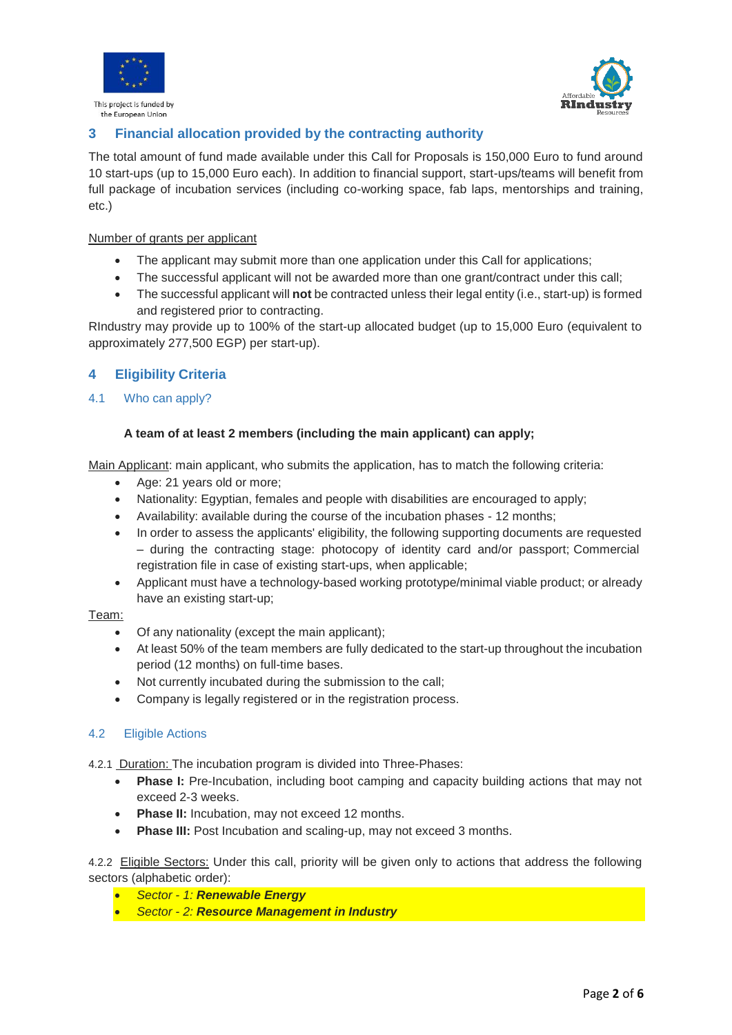## 3 Financial allocation provided by the contracting authority

The total amount of fund made available under this Call for Proposals is 150,000 Euro to fund around 10 start-ups (up to 15,000 Euro each). In addition to financial support, start-ups/teams will benefit from full package of incubation services (including co-working space, fab laps, mentorships and training, etc.)

Number of grants per applicant

- The applicant may submit more than one application under this Call for applications;
- The successful applicant will not be awarded more than one grant/contract under this call;
- The successful applicant will **not** be contracted unless their legal entity (i.e., start-up) is formed and registered prior to contracting.

RIndustry may provide up to 100% of the start-up allocated budget (up to 15,000 Euro (equivalent to approximately 277,500 EGP) per start-up).

## 4 Eligibility Criteria

### 4.1 Who can apply?

**A team of at least 2 members (including the main applicant) can apply;**

Main Applicant: main applicant, who submits the application, has to match the following criteria:

- Age: 21 years old or more;
- Nationality: Egyptian, females and people with disabilities are encouraged to apply;
- Availability: available during the course of the incubation phases - 12 months;
- In order to assess the applicants' eligibility, the following supporting documents are requested – during the contracting stage: photocopy of identity card and/or passport; Commercial registration file in case of existing start-ups, when applicable;
- Applicant must have a technology-based working prototype/minimal viable product; or already have an existing start-up;

Team:

- Of any nationality (except the main applicant);
- At least 50% of the team members are fully dedicated to the start-up throughout the incubation period (12 months) on full-time bases.
- Not currently incubated during the submission to the call;
- Company is legally registered or in the registration process.

### 4.2 Eligible Actions

4.2.1 Duration: The incubation program is divided into Three-Phases:

- **Phase I:** Pre-Incubation, including boot camping and capacity building actions that may not exceed 2-3 weeks.
- **Phase II:** Incubation, may not exceed 12 months.
- **Phase III:** Post Incubation and scaling-up, may not exceed 3 months.

4.2.2 Eligible Sectors: Under this call, priority will be given only to actions that address the following sectors (alphabetic order):

- *Sector - 1:* ***Renewable Energy***
- *Sector - 2:* ***Resource Management in Industry***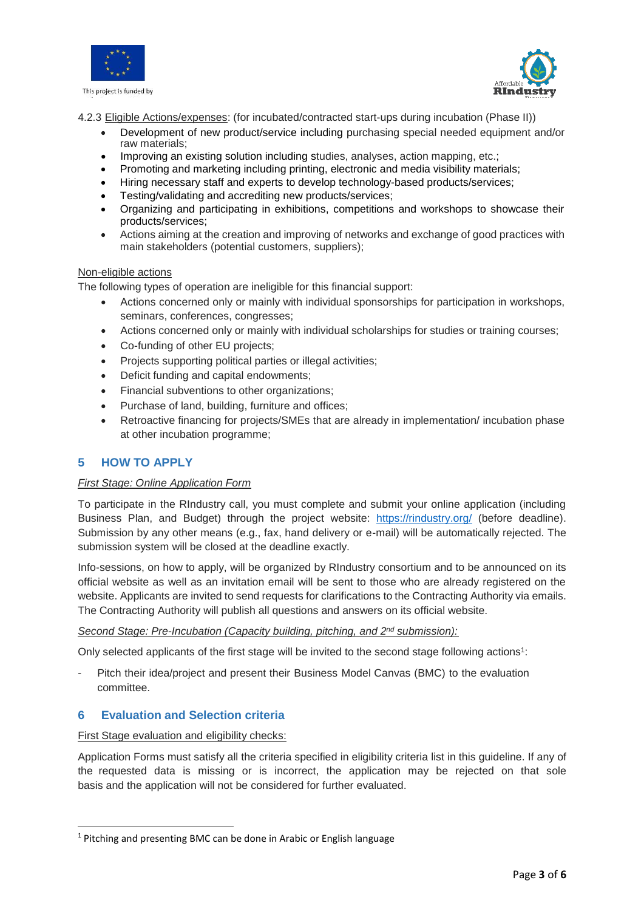4.2.3 Eligible Actions/expenses: (for incubated/contracted start-ups during incubation (Phase II))

- Development of new product/service including purchasing special needed equipment and/or raw materials;
- Improving an existing solution including studies, analyses, action mapping, etc.;
- Promoting and marketing including printing, electronic and media visibility materials;
- Hiring necessary staff and experts to develop technology-based products/services;
- Testing/validating and accrediting new products/services;
- Organizing and participating in exhibitions, competitions and workshops to showcase their products/services;
- Actions aiming at the creation and improving of networks and exchange of good practices with main stakeholders (potential customers, suppliers);

Non-eligible actions

The following types of operation are ineligible for this financial support:

- Actions concerned only or mainly with individual sponsorships for participation in workshops, seminars, conferences, congresses;
- Actions concerned only or mainly with individual scholarships for studies or training courses;
- Co-funding of other EU projects;
- Projects supporting political parties or illegal activities;
- Deficit funding and capital endowments;
- Financial subventions to other organizations;
- Purchase of land, building, furniture and offices;
- Retroactive financing for projects/SMEs that are already in implementation/ incubation phase at other incubation programme;

## 5 HOW TO APPLY

*First Stage: Online Application Form*

To participate in the RIndustry call, you must complete and submit your online application (including Business Plan, and Budget) through the project website: https://rindustry.org/ (before deadline). Submission by any other means (e.g., fax, hand delivery or e-mail) will be automatically rejected. The submission system will be closed at the deadline exactly.

Info-sessions, on how to apply, will be organized by RIndustry consortium and to be announced on its official website as well as an invitation email will be sent to those who are already registered on the website. Applicants are invited to send requests for clarifications to the Contracting Authority via emails. The Contracting Authority will publish all questions and answers on its official website.

*Second Stage: Pre-Incubation (Capacity building, pitching, and 2nd submission):*

Only selected applicants of the first stage will be invited to the second stage following actions[1]:

- Pitch their idea/project and present their Business Model Canvas (BMC) to the evaluation committee.

## 6 Evaluation and Selection criteria

First Stage evaluation and eligibility checks:

Application Forms must satisfy all the criteria specified in eligibility criteria list in this guideline. If any of the requested data is missing or is incorrect, the application may be rejected on that sole basis and the application will not be considered for further evaluated.

[1] Pitching and presenting BMC can be done in Arabic or English language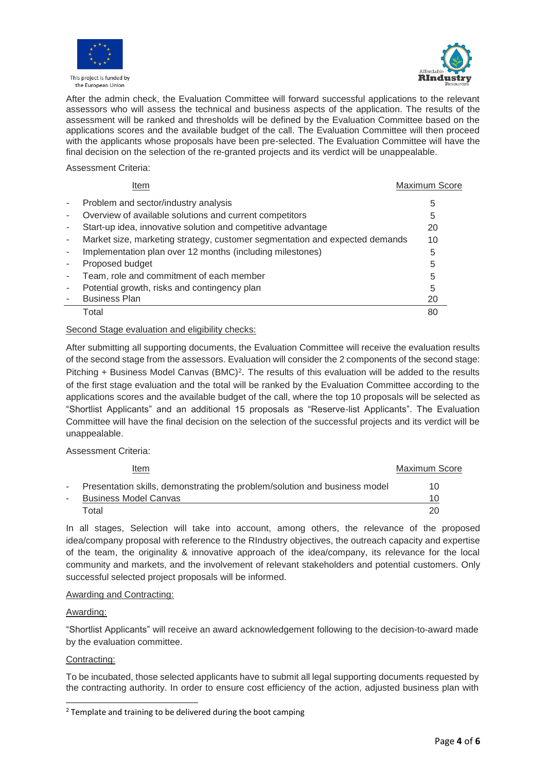After the admin check, the Evaluation Committee will forward successful applications to the relevant assessors who will assess the technical and business aspects of the application. The results of the assessment will be ranked and thresholds will be defined by the Evaluation Committee based on the applications scores and the available budget of the call. The Evaluation Committee will then proceed with the applicants whose proposals have been pre-selected. The Evaluation Committee will have the final decision on the selection of the re-granted projects and its verdict will be unappealable.

Assessment Criteria:

| Item | Maximum Score |
| --- | --- |
| - Problem and sector/industry analysis | 5 |
| - Overview of available solutions and current competitors | 5 |
| - Start-up idea, innovative solution and competitive advantage | 20 |
| - Market size, marketing strategy, customer segmentation and expected demands | 10 |
| - Implementation plan over 12 months (including milestones) | 5 |
| - Proposed budget | 5 |
| - Team, role and commitment of each member | 5 |
| - Potential growth, risks and contingency plan | 5 |
| - Business Plan | 20 |
| Total | 80 |

Second Stage evaluation and eligibility checks:

After submitting all supporting documents, the Evaluation Committee will receive the evaluation results of the second stage from the assessors. Evaluation will consider the 2 components of the second stage: Pitching + Business Model Canvas (BMC)[2]. The results of this evaluation will be added to the results of the first stage evaluation and the total will be ranked by the Evaluation Committee according to the applications scores and the available budget of the call, where the top 10 proposals will be selected as "Shortlist Applicants" and an additional 15 proposals as "Reserve-list Applicants". The Evaluation Committee will have the final decision on the selection of the successful projects and its verdict will be unappealable.

Assessment Criteria:

| Item | Maximum Score |
| --- | --- |
| - Presentation skills, demonstrating the problem/solution and business model | 10 |
| - Business Model Canvas | 10 |
| Total | 20 |

In all stages, Selection will take into account, among others, the relevance of the proposed idea/company proposal with reference to the RIndustry objectives, the outreach capacity and expertise of the team, the originality & innovative approach of the idea/company, its relevance for the local community and markets, and the involvement of relevant stakeholders and potential customers. Only successful selected project proposals will be informed.

Awarding and Contracting:

Awarding:

"Shortlist Applicants" will receive an award acknowledgement following to the decision-to-award made by the evaluation committee.

Contracting:

To be incubated, those selected applicants have to submit all legal supporting documents requested by the contracting authority. In order to ensure cost efficiency of the action, adjusted business plan with

[2] Template and training to be delivered during the boot camping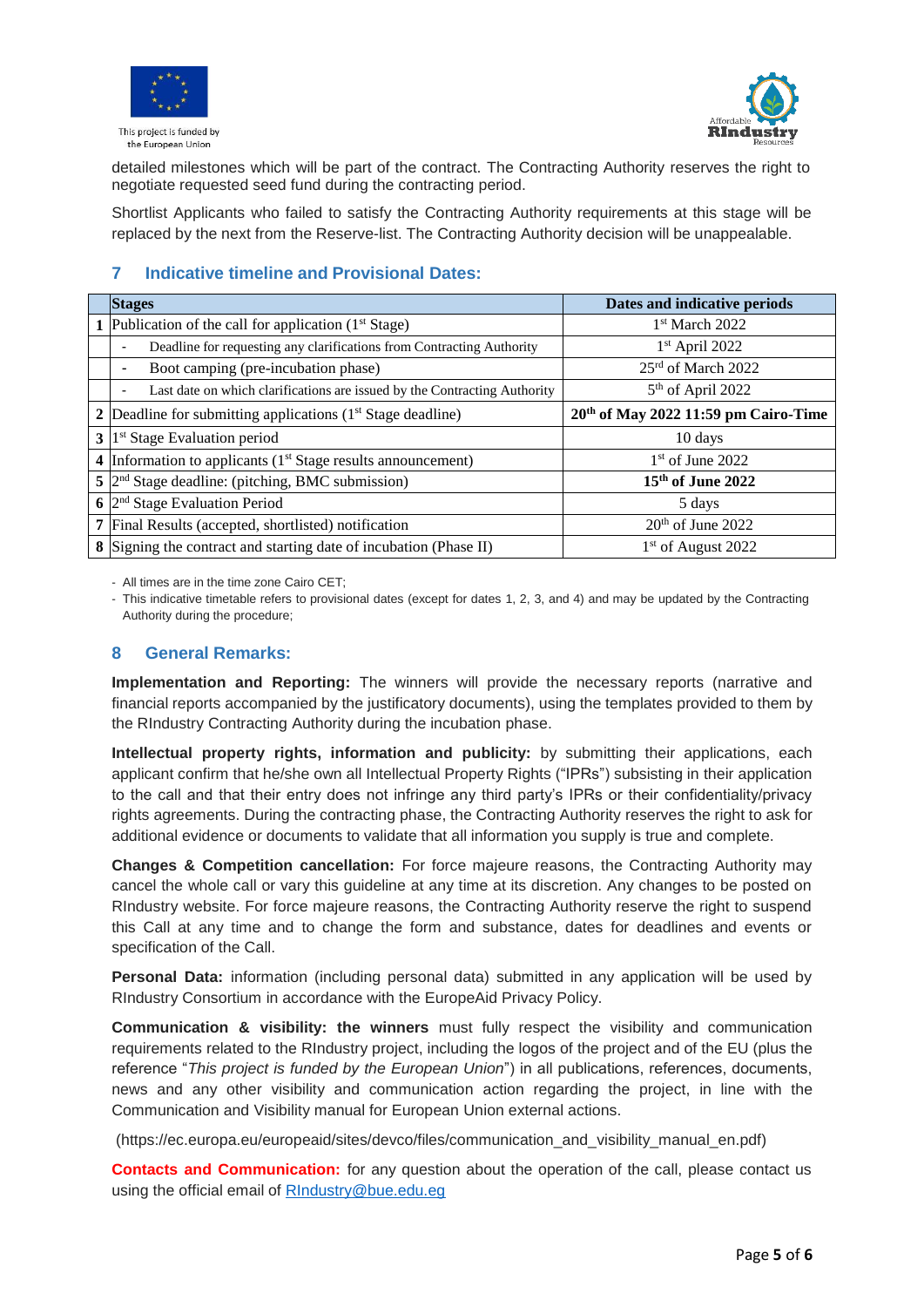detailed milestones which will be part of the contract. The Contracting Authority reserves the right to negotiate requested seed fund during the contracting period.

Shortlist Applicants who failed to satisfy the Contracting Authority requirements at this stage will be replaced by the next from the Reserve-list. The Contracting Authority decision will be unappealable.

## 7 Indicative timeline and Provisional Dates:

| | Stages | Dates and indicative periods |
|---|---|---|
| 1 | Publication of the call for application (1st Stage) | 1st March 2022 |
| | - Deadline for requesting any clarifications from Contracting Authority | 1st April 2022 |
| | - Boot camping (pre-incubation phase) | 25rd of March 2022 |
| | - Last date on which clarifications are issued by the Contracting Authority | 5th of April 2022 |
| 2 | Deadline for submitting applications (1st Stage deadline) | **20th of May 2022 11:59 pm Cairo-Time** |
| 3 | 1st Stage Evaluation period | 10 days |
| 4 | Information to applicants (1st Stage results announcement) | 1st of June 2022 |
| 5 | 2nd Stage deadline: (pitching, BMC submission) | **15th of June 2022** |
| 6 | 2nd Stage Evaluation Period | 5 days |
| 7 | Final Results (accepted, shortlisted) notification | 20th of June 2022 |
| 8 | Signing the contract and starting date of incubation (Phase II) | 1st of August 2022 |

- All times are in the time zone Cairo CET;
- This indicative timetable refers to provisional dates (except for dates 1, 2, 3, and 4) and may be updated by the Contracting Authority during the procedure;

## 8 General Remarks:

**Implementation and Reporting:** The winners will provide the necessary reports (narrative and financial reports accompanied by the justificatory documents), using the templates provided to them by the RIndustry Contracting Authority during the incubation phase.

**Intellectual property rights, information and publicity:** by submitting their applications, each applicant confirm that he/she own all Intellectual Property Rights ("IPRs") subsisting in their application to the call and that their entry does not infringe any third party's IPRs or their confidentiality/privacy rights agreements. During the contracting phase, the Contracting Authority reserves the right to ask for additional evidence or documents to validate that all information you supply is true and complete.

**Changes & Competition cancellation:** For force majeure reasons, the Contracting Authority may cancel the whole call or vary this guideline at any time at its discretion. Any changes to be posted on RIndustry website. For force majeure reasons, the Contracting Authority reserve the right to suspend this Call at any time and to change the form and substance, dates for deadlines and events or specification of the Call.

**Personal Data:** information (including personal data) submitted in any application will be used by RIndustry Consortium in accordance with the EuropeAid Privacy Policy.

**Communication & visibility: the winners** must fully respect the visibility and communication requirements related to the RIndustry project, including the logos of the project and of the EU (plus the reference "*This project is funded by the European Union*") in all publications, references, documents, news and any other visibility and communication action regarding the project, in line with the Communication and Visibility manual for European Union external actions.

(https://ec.europa.eu/europeaid/sites/devco/files/communication_and_visibility_manual_en.pdf)

**Contacts and Communication:** for any question about the operation of the call, please contact us using the official email of RIndustry@bue.edu.eg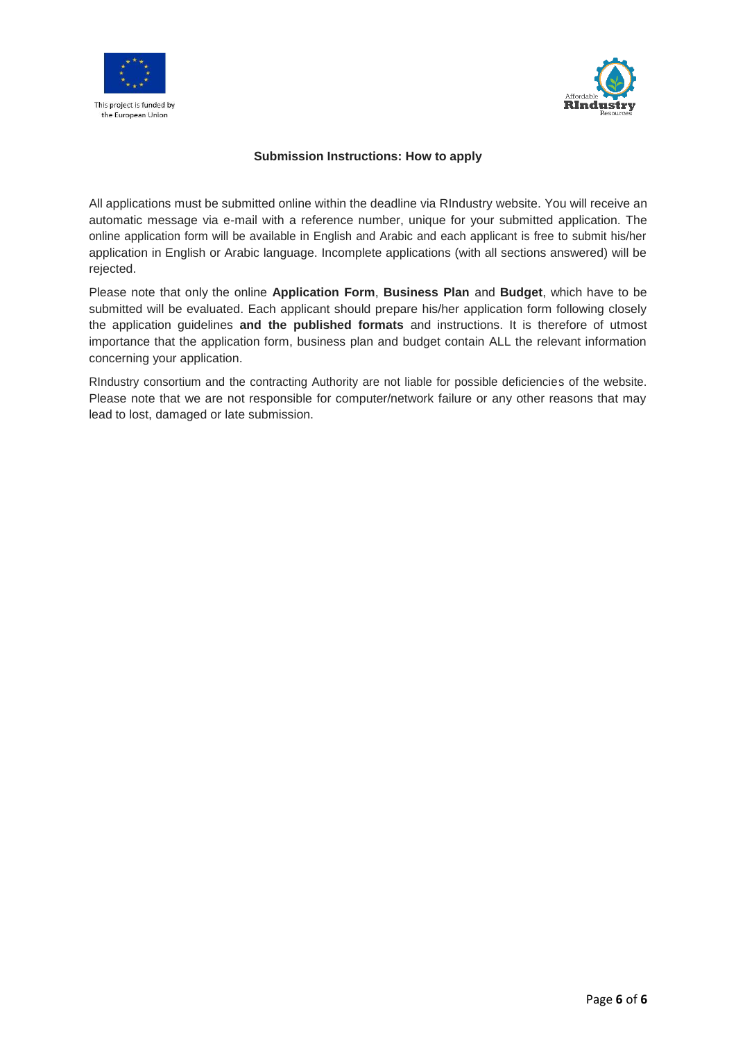## Submission Instructions: How to apply

All applications must be submitted online within the deadline via RIndustry website. You will receive an automatic message via e-mail with a reference number, unique for your submitted application. The online application form will be available in English and Arabic and each applicant is free to submit his/her application in English or Arabic language. Incomplete applications (with all sections answered) will be rejected.

Please note that only the online **Application Form**, **Business Plan** and **Budget**, which have to be submitted will be evaluated. Each applicant should prepare his/her application form following closely the application guidelines **and the published formats** and instructions. It is therefore of utmost importance that the application form, business plan and budget contain ALL the relevant information concerning your application.

RIndustry consortium and the contracting Authority are not liable for possible deficiencies of the website. Please note that we are not responsible for computer/network failure or any other reasons that may lead to lost, damaged or late submission.